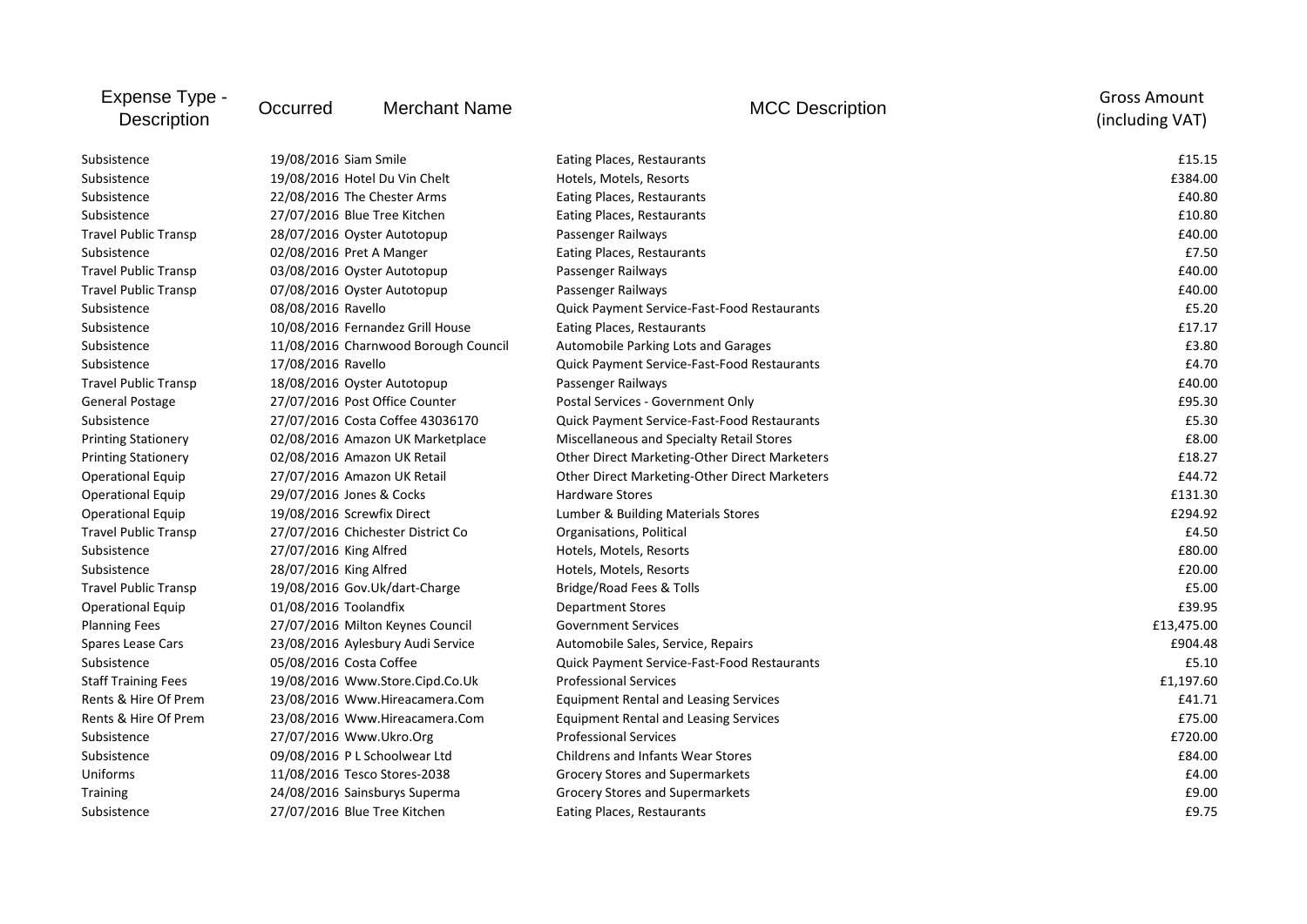| Expense Type - Description | Occurred | Merchant Name | MCC Description | Gross Amount (including VAT) |
|---|---|---|---|---|
| Subsistence | 19/08/2016 | Siam Smile | Eating Places, Restaurants | £15.15 |
| Subsistence | 19/08/2016 | Hotel Du Vin Chelt | Hotels, Motels, Resorts | £384.00 |
| Subsistence | 22/08/2016 | The Chester Arms | Eating Places, Restaurants | £40.80 |
| Subsistence | 27/07/2016 | Blue Tree Kitchen | Eating Places, Restaurants | £10.80 |
| Travel Public Transp | 28/07/2016 | Oyster Autotopup | Passenger Railways | £40.00 |
| Subsistence | 02/08/2016 | Pret A Manger | Eating Places, Restaurants | £7.50 |
| Travel Public Transp | 03/08/2016 | Oyster Autotopup | Passenger Railways | £40.00 |
| Travel Public Transp | 07/08/2016 | Oyster Autotopup | Passenger Railways | £40.00 |
| Subsistence | 08/08/2016 | Ravello | Quick Payment Service-Fast-Food Restaurants | £5.20 |
| Subsistence | 10/08/2016 | Fernandez Grill House | Eating Places, Restaurants | £17.17 |
| Subsistence | 11/08/2016 | Charnwood Borough Council | Automobile Parking Lots and Garages | £3.80 |
| Subsistence | 17/08/2016 | Ravello | Quick Payment Service-Fast-Food Restaurants | £4.70 |
| Travel Public Transp | 18/08/2016 | Oyster Autotopup | Passenger Railways | £40.00 |
| General Postage | 27/07/2016 | Post Office Counter | Postal Services - Government Only | £95.30 |
| Subsistence | 27/07/2016 | Costa Coffee 43036170 | Quick Payment Service-Fast-Food Restaurants | £5.30 |
| Printing Stationery | 02/08/2016 | Amazon UK Marketplace | Miscellaneous and Specialty Retail Stores | £8.00 |
| Printing Stationery | 02/08/2016 | Amazon UK Retail | Other Direct Marketing-Other Direct Marketers | £18.27 |
| Operational Equip | 27/07/2016 | Amazon UK Retail | Other Direct Marketing-Other Direct Marketers | £44.72 |
| Operational Equip | 29/07/2016 | Jones & Cocks | Hardware Stores | £131.30 |
| Operational Equip | 19/08/2016 | Screwfix Direct | Lumber & Building Materials Stores | £294.92 |
| Travel Public Transp | 27/07/2016 | Chichester District Co | Organisations, Political | £4.50 |
| Subsistence | 27/07/2016 | King Alfred | Hotels, Motels, Resorts | £80.00 |
| Subsistence | 28/07/2016 | King Alfred | Hotels, Motels, Resorts | £20.00 |
| Travel Public Transp | 19/08/2016 | Gov.Uk/dart-Charge | Bridge/Road Fees & Tolls | £5.00 |
| Operational Equip | 01/08/2016 | Toolandfix | Department Stores | £39.95 |
| Planning Fees | 27/07/2016 | Milton Keynes Council | Government Services | £13,475.00 |
| Spares Lease Cars | 23/08/2016 | Aylesbury Audi Service | Automobile Sales, Service, Repairs | £904.48 |
| Subsistence | 05/08/2016 | Costa Coffee | Quick Payment Service-Fast-Food Restaurants | £5.10 |
| Staff Training Fees | 19/08/2016 | Www.Store.Cipd.Co.Uk | Professional Services | £1,197.60 |
| Rents & Hire Of Prem | 23/08/2016 | Www.Hireacamera.Com | Equipment Rental and Leasing Services | £41.71 |
| Rents & Hire Of Prem | 23/08/2016 | Www.Hireacamera.Com | Equipment Rental and Leasing Services | £75.00 |
| Subsistence | 27/07/2016 | Www.Ukro.Org | Professional Services | £720.00 |
| Subsistence | 09/08/2016 | P L Schoolwear Ltd | Childrens and Infants Wear Stores | £84.00 |
| Uniforms | 11/08/2016 | Tesco Stores-2038 | Grocery Stores and Supermarkets | £4.00 |
| Training | 24/08/2016 | Sainsburys Superma | Grocery Stores and Supermarkets | £9.00 |
| Subsistence | 27/07/2016 | Blue Tree Kitchen | Eating Places, Restaurants | £9.75 |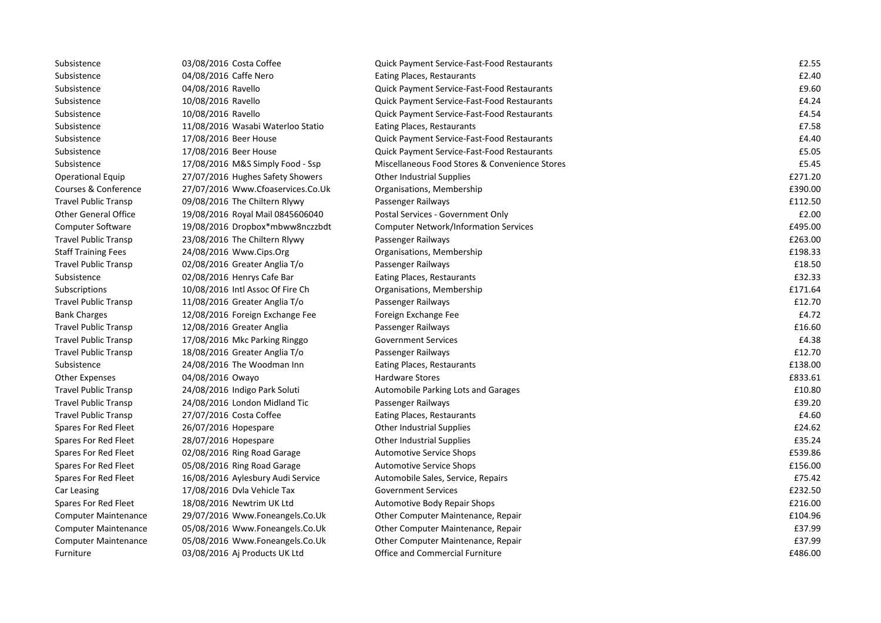| | | | | |
|---|---|---|---|---|
| Subsistence | 03/08/2016 | Costa Coffee | Quick Payment Service-Fast-Food Restaurants | £2.55 |
| Subsistence | 04/08/2016 | Caffe Nero | Eating Places, Restaurants | £2.40 |
| Subsistence | 04/08/2016 | Ravello | Quick Payment Service-Fast-Food Restaurants | £9.60 |
| Subsistence | 10/08/2016 | Ravello | Quick Payment Service-Fast-Food Restaurants | £4.24 |
| Subsistence | 10/08/2016 | Ravello | Quick Payment Service-Fast-Food Restaurants | £4.54 |
| Subsistence | 11/08/2016 | Wasabi Waterloo Statio | Eating Places, Restaurants | £7.58 |
| Subsistence | 17/08/2016 | Beer House | Quick Payment Service-Fast-Food Restaurants | £4.40 |
| Subsistence | 17/08/2016 | Beer House | Quick Payment Service-Fast-Food Restaurants | £5.05 |
| Subsistence | 17/08/2016 | M&S Simply Food - Ssp | Miscellaneous Food Stores & Convenience Stores | £5.45 |
| Operational Equip | 27/07/2016 | Hughes Safety Showers | Other Industrial Supplies | £271.20 |
| Courses & Conference | 27/07/2016 | Www.Cfoaservices.Co.Uk | Organisations, Membership | £390.00 |
| Travel Public Transp | 09/08/2016 | The Chiltern Rlywy | Passenger Railways | £112.50 |
| Other General Office | 19/08/2016 | Royal Mail 0845606040 | Postal Services - Government Only | £2.00 |
| Computer Software | 19/08/2016 | Dropbox*mbww8nczzbdt | Computer Network/Information Services | £495.00 |
| Travel Public Transp | 23/08/2016 | The Chiltern Rlywy | Passenger Railways | £263.00 |
| Staff Training Fees | 24/08/2016 | Www.Cips.Org | Organisations, Membership | £198.33 |
| Travel Public Transp | 02/08/2016 | Greater Anglia T/o | Passenger Railways | £18.50 |
| Subsistence | 02/08/2016 | Henrys Cafe Bar | Eating Places, Restaurants | £32.33 |
| Subscriptions | 10/08/2016 | Intl Assoc Of Fire Ch | Organisations, Membership | £171.64 |
| Travel Public Transp | 11/08/2016 | Greater Anglia T/o | Passenger Railways | £12.70 |
| Bank Charges | 12/08/2016 | Foreign Exchange Fee | Foreign Exchange Fee | £4.72 |
| Travel Public Transp | 12/08/2016 | Greater Anglia | Passenger Railways | £16.60 |
| Travel Public Transp | 17/08/2016 | Mkc Parking Ringgo | Government Services | £4.38 |
| Travel Public Transp | 18/08/2016 | Greater Anglia T/o | Passenger Railways | £12.70 |
| Subsistence | 24/08/2016 | The Woodman Inn | Eating Places, Restaurants | £138.00 |
| Other Expenses | 04/08/2016 | Owayo | Hardware Stores | £833.61 |
| Travel Public Transp | 24/08/2016 | Indigo Park Soluti | Automobile Parking Lots and Garages | £10.80 |
| Travel Public Transp | 24/08/2016 | London Midland Tic | Passenger Railways | £39.20 |
| Travel Public Transp | 27/07/2016 | Costa Coffee | Eating Places, Restaurants | £4.60 |
| Spares For Red Fleet | 26/07/2016 | Hopespare | Other Industrial Supplies | £24.62 |
| Spares For Red Fleet | 28/07/2016 | Hopespare | Other Industrial Supplies | £35.24 |
| Spares For Red Fleet | 02/08/2016 | Ring Road Garage | Automotive Service Shops | £539.86 |
| Spares For Red Fleet | 05/08/2016 | Ring Road Garage | Automotive Service Shops | £156.00 |
| Spares For Red Fleet | 16/08/2016 | Aylesbury Audi Service | Automobile Sales, Service, Repairs | £75.42 |
| Car Leasing | 17/08/2016 | Dvla Vehicle Tax | Government Services | £232.50 |
| Spares For Red Fleet | 18/08/2016 | Newtrim UK Ltd | Automotive Body Repair Shops | £216.00 |
| Computer Maintenance | 29/07/2016 | Www.Foneangels.Co.Uk | Other Computer Maintenance, Repair | £104.96 |
| Computer Maintenance | 05/08/2016 | Www.Foneangels.Co.Uk | Other Computer Maintenance, Repair | £37.99 |
| Computer Maintenance | 05/08/2016 | Www.Foneangels.Co.Uk | Other Computer Maintenance, Repair | £37.99 |
| Furniture | 03/08/2016 | Aj Products UK Ltd | Office and Commercial Furniture | £486.00 |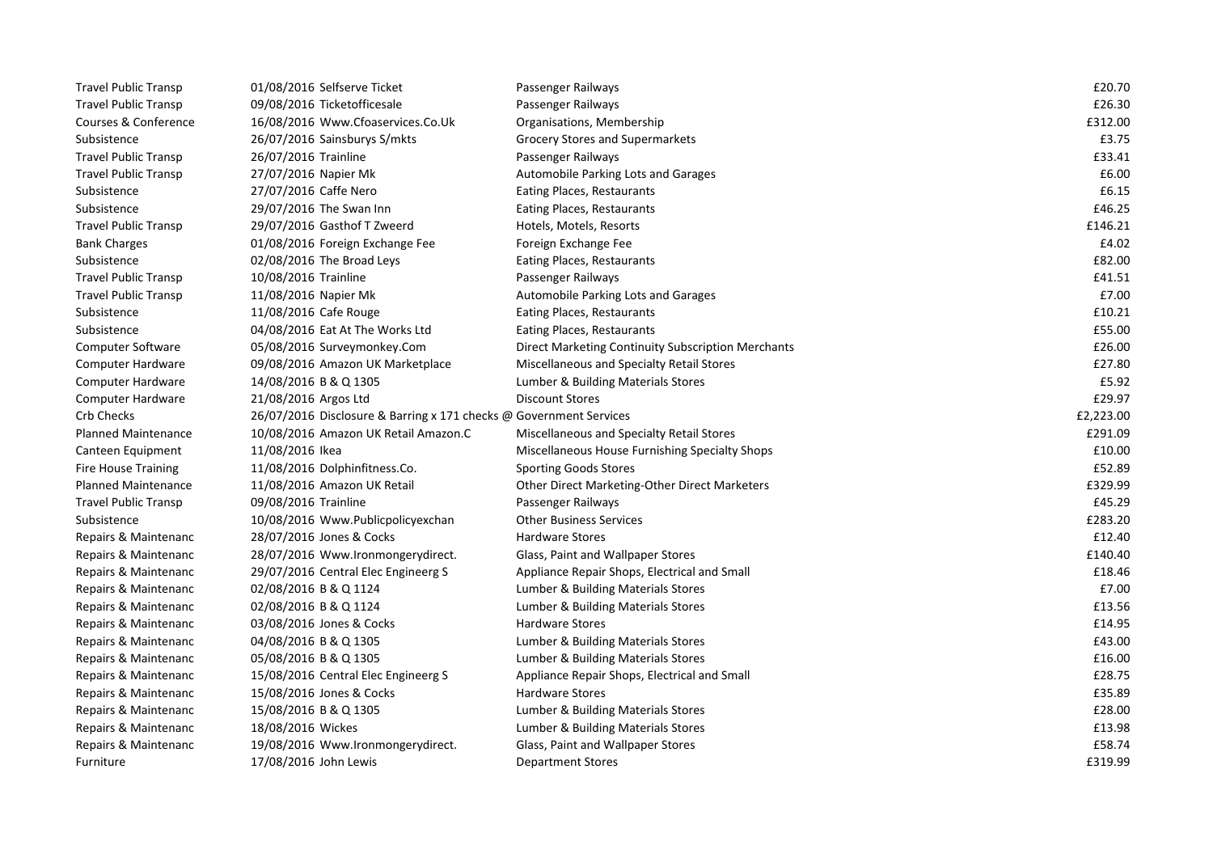| | | | | |
|---|---|---|---|---|
| Travel Public Transp | 01/08/2016 | Selfserve Ticket | Passenger Railways | £20.70 |
| Travel Public Transp | 09/08/2016 | Ticketofficesale | Passenger Railways | £26.30 |
| Courses & Conference | 16/08/2016 | Www.Cfoaservices.Co.Uk | Organisations, Membership | £312.00 |
| Subsistence | 26/07/2016 | Sainsburys S/mkts | Grocery Stores and Supermarkets | £3.75 |
| Travel Public Transp | 26/07/2016 | Trainline | Passenger Railways | £33.41 |
| Travel Public Transp | 27/07/2016 | Napier Mk | Automobile Parking Lots and Garages | £6.00 |
| Subsistence | 27/07/2016 | Caffe Nero | Eating Places, Restaurants | £6.15 |
| Subsistence | 29/07/2016 | The Swan Inn | Eating Places, Restaurants | £46.25 |
| Travel Public Transp | 29/07/2016 | Gasthof T Zweerd | Hotels, Motels, Resorts | £146.21 |
| Bank Charges | 01/08/2016 | Foreign Exchange Fee | Foreign Exchange Fee | £4.02 |
| Subsistence | 02/08/2016 | The Broad Leys | Eating Places, Restaurants | £82.00 |
| Travel Public Transp | 10/08/2016 | Trainline | Passenger Railways | £41.51 |
| Travel Public Transp | 11/08/2016 | Napier Mk | Automobile Parking Lots and Garages | £7.00 |
| Subsistence | 11/08/2016 | Cafe Rouge | Eating Places, Restaurants | £10.21 |
| Subsistence | 04/08/2016 | Eat At The Works Ltd | Eating Places, Restaurants | £55.00 |
| Computer Software | 05/08/2016 | Surveymonkey.Com | Direct Marketing Continuity Subscription Merchants | £26.00 |
| Computer Hardware | 09/08/2016 | Amazon UK Marketplace | Miscellaneous and Specialty Retail Stores | £27.80 |
| Computer Hardware | 14/08/2016 | B & Q 1305 | Lumber & Building Materials Stores | £5.92 |
| Computer Hardware | 21/08/2016 | Argos Ltd | Discount Stores | £29.97 |
| Crb Checks | 26/07/2016 | Disclosure & Barring x 171 checks @ | Government Services | £2,223.00 |
| Planned Maintenance | 10/08/2016 | Amazon UK Retail Amazon.C | Miscellaneous and Specialty Retail Stores | £291.09 |
| Canteen Equipment | 11/08/2016 | Ikea | Miscellaneous House Furnishing Specialty Shops | £10.00 |
| Fire House Training | 11/08/2016 | Dolphinfitness.Co. | Sporting Goods Stores | £52.89 |
| Planned Maintenance | 11/08/2016 | Amazon UK Retail | Other Direct Marketing-Other Direct Marketers | £329.99 |
| Travel Public Transp | 09/08/2016 | Trainline | Passenger Railways | £45.29 |
| Subsistence | 10/08/2016 | Www.Publicpolicyexchan | Other Business Services | £283.20 |
| Repairs & Maintenanc | 28/07/2016 | Jones & Cocks | Hardware Stores | £12.40 |
| Repairs & Maintenanc | 28/07/2016 | Www.Ironmongerydirect. | Glass, Paint and Wallpaper Stores | £140.40 |
| Repairs & Maintenanc | 29/07/2016 | Central Elec Engineerg S | Appliance Repair Shops, Electrical and Small | £18.46 |
| Repairs & Maintenanc | 02/08/2016 | B & Q 1124 | Lumber & Building Materials Stores | £7.00 |
| Repairs & Maintenanc | 02/08/2016 | B & Q 1124 | Lumber & Building Materials Stores | £13.56 |
| Repairs & Maintenanc | 03/08/2016 | Jones & Cocks | Hardware Stores | £14.95 |
| Repairs & Maintenanc | 04/08/2016 | B & Q 1305 | Lumber & Building Materials Stores | £43.00 |
| Repairs & Maintenanc | 05/08/2016 | B & Q 1305 | Lumber & Building Materials Stores | £16.00 |
| Repairs & Maintenanc | 15/08/2016 | Central Elec Engineerg S | Appliance Repair Shops, Electrical and Small | £28.75 |
| Repairs & Maintenanc | 15/08/2016 | Jones & Cocks | Hardware Stores | £35.89 |
| Repairs & Maintenanc | 15/08/2016 | B & Q 1305 | Lumber & Building Materials Stores | £28.00 |
| Repairs & Maintenanc | 18/08/2016 | Wickes | Lumber & Building Materials Stores | £13.98 |
| Repairs & Maintenanc | 19/08/2016 | Www.Ironmongerydirect. | Glass, Paint and Wallpaper Stores | £58.74 |
| Furniture | 17/08/2016 | John Lewis | Department Stores | £319.99 |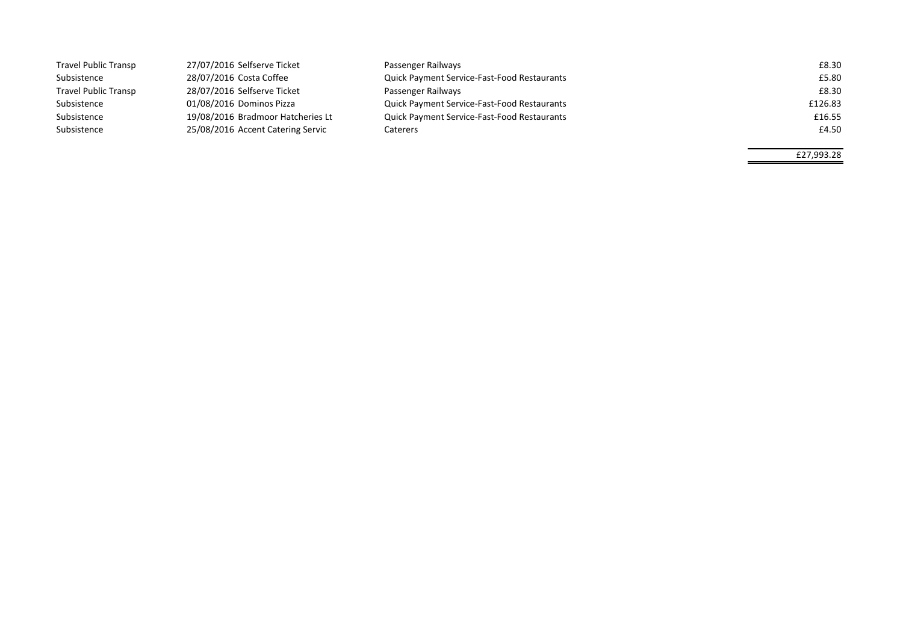| | | | | |
|---|---|---|---|---|
| Travel Public Transp | 27/07/2016 | Selfserve Ticket | Passenger Railways | £8.30 |
| Subsistence | 28/07/2016 | Costa Coffee | Quick Payment Service-Fast-Food Restaurants | £5.80 |
| Travel Public Transp | 28/07/2016 | Selfserve Ticket | Passenger Railways | £8.30 |
| Subsistence | 01/08/2016 | Dominos Pizza | Quick Payment Service-Fast-Food Restaurants | £126.83 |
| Subsistence | 19/08/2016 | Bradmoor Hatcheries Lt | Quick Payment Service-Fast-Food Restaurants | £16.55 |
| Subsistence | 25/08/2016 | Accent Catering Servic | Caterers | £4.50 |
| | | | | £27,993.28 |